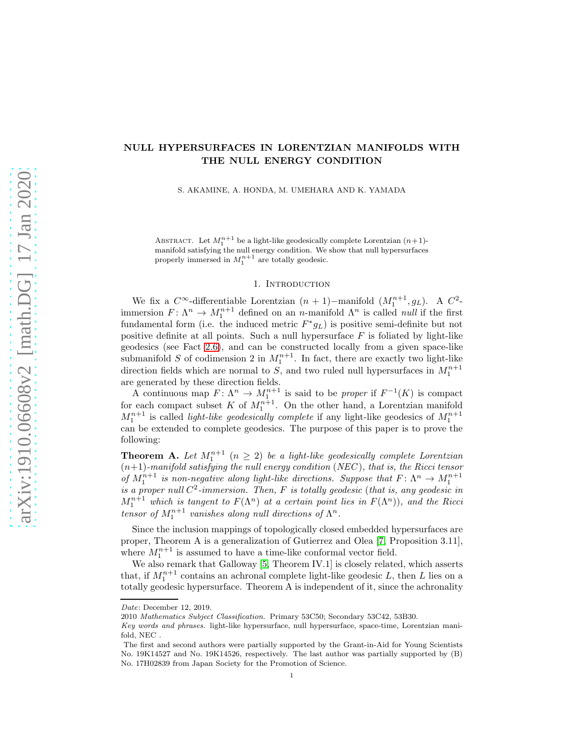# NULL HYPERSURFACES IN LORENTZIAN MANIFOLDS WITH THE NULL ENERGY CONDITION

S. AKAMINE, A. HONDA, M. UMEHARA AND K. YAMADA

Abstract. Let $M_1^{n+1}$ be a light-like geodesically complete Lorentzian $(n+1)$-manifold satisfying the null energy condition. We show that null hypersurfaces properly immersed in $M_1^{n+1}$ are totally geodesic.

## 1. Introduction

We fix a $C^\infty$-differentiable Lorentzian $(n+1)-$manifold $(M_1^{n+1}, g_L)$. A $C^2$-immersion $F\colon \Lambda^n \to M_1^{n+1}$ defined on an $n$-manifold $\Lambda^n$ is called *null* if the first fundamental form (i.e. the induced metric $F^*g_L$) is positive semi-definite but not positive definite at all points. Such a null hypersurface $F$ is foliated by light-like geodesics (see Fact 2.6), and can be constructed locally from a given space-like submanifold $S$ of codimension 2 in $M_1^{n+1}$. In fact, there are exactly two light-like direction fields which are normal to $S$, and two ruled null hypersurfaces in $M_1^{n+1}$ are generated by these direction fields.

A continuous map $F\colon \Lambda^n \to M_1^{n+1}$ is said to be *proper* if $F^{-1}(K)$ is compact for each compact subset $K$ of $M_1^{n+1}$. On the other hand, a Lorentzian manifold $M_1^{n+1}$ is called *light-like geodesically complete* if any light-like geodesics of $M_1^{n+1}$ can be extended to complete geodesics. The purpose of this paper is to prove the following:

**Theorem A.** *Let $M_1^{n+1}$ $(n \geq 2)$ be a light-like geodesically complete Lorentzian $(n+1)$-manifold satisfying the null energy condition (NEC), that is, the Ricci tensor of $M_1^{n+1}$ is non-negative along light-like directions. Suppose that $F\colon \Lambda^n \to M_1^{n+1}$ is a proper null $C^2$-immersion. Then, $F$ is totally geodesic (that is, any geodesic in $M_1^{n+1}$ which is tangent to $F(\Lambda^n)$ at a certain point lies in $F(\Lambda^n)$), and the Ricci tensor of $M_1^{n+1}$ vanishes along null directions of $\Lambda^n$.*

Since the inclusion mappings of topologically closed embedded hypersurfaces are proper, Theorem A is a generalization of Gutierrez and Olea [7, Proposition 3.11], where $M_1^{n+1}$ is assumed to have a time-like conformal vector field.

We also remark that Galloway [5, Theorem IV.1] is closely related, which asserts that, if $M_1^{n+1}$ contains an achronal complete light-like geodesic $L$, then $L$ lies on a totally geodesic hypersurface. Theorem A is independent of it, since the achronality

---

*Date*: December 12, 2019.

2010 *Mathematics Subject Classification.* Primary 53C50; Secondary 53C42, 53B30.

*Key words and phrases.* light-like hypersurface, null hypersurface, space-time, Lorentzian manifold, NEC .

The first and second authors were partially supported by the Grant-in-Aid for Young Scientists No. 19K14527 and No. 19K14526, respectively. The last author was partially supported by (B) No. 17H02839 from Japan Society for the Promotion of Science.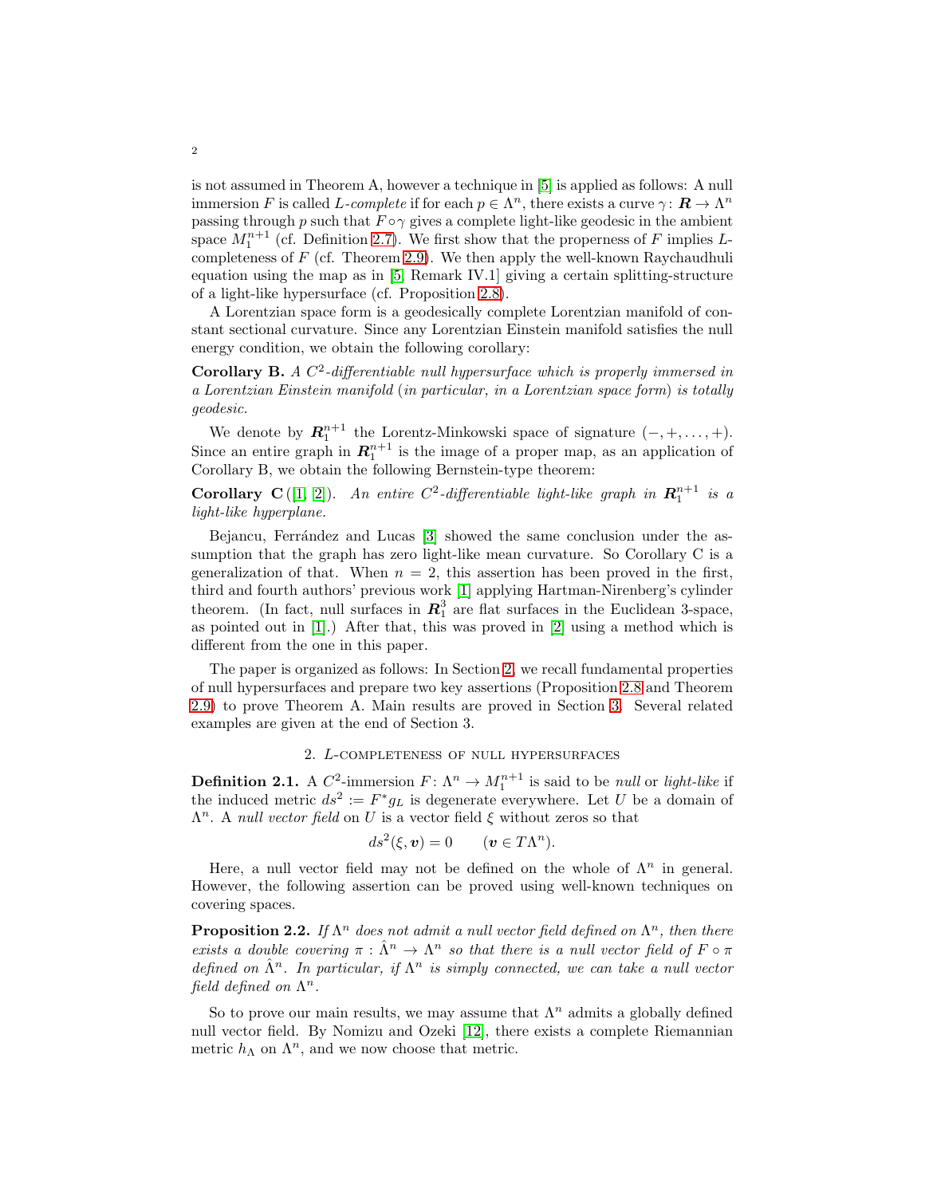is not assumed in Theorem A, however a technique in [5] is applied as follows: A null immersion $F$ is called *L-complete* if for each $p \in \Lambda^n$, there exists a curve $\gamma\colon \boldsymbol{R} \to \Lambda^n$ passing through $p$ such that $F \circ \gamma$ gives a complete light-like geodesic in the ambient space $M_1^{n+1}$ (cf. Definition 2.7). We first show that the properness of $F$ implies $L$-completeness of $F$ (cf. Theorem 2.9). We then apply the well-known Raychaudhuli equation using the map as in [5, Remark IV.1] giving a certain splitting-structure of a light-like hypersurface (cf. Proposition 2.8).

A Lorentzian space form is a geodesically complete Lorentzian manifold of constant sectional curvature. Since any Lorentzian Einstein manifold satisfies the null energy condition, we obtain the following corollary:

**Corollary B.** *A $C^2$-differentiable null hypersurface which is properly immersed in a Lorentzian Einstein manifold (in particular, in a Lorentzian space form) is totally geodesic.*

We denote by $\boldsymbol{R}_1^{n+1}$ the Lorentz-Minkowski space of signature $(-,+,\ldots,+)$. Since an entire graph in $\boldsymbol{R}_1^{n+1}$ is the image of a proper map, as an application of Corollary B, we obtain the following Bernstein-type theorem:

**Corollary C** ([1, 2]). *An entire $C^2$-differentiable light-like graph in $\boldsymbol{R}_1^{n+1}$ is a light-like hyperplane.*

Bejancu, Ferrández and Lucas [3] showed the same conclusion under the assumption that the graph has zero light-like mean curvature. So Corollary C is a generalization of that. When $n = 2$, this assertion has been proved in the first, third and fourth authors' previous work [1] applying Hartman-Nirenberg's cylinder theorem. (In fact, null surfaces in $\boldsymbol{R}_1^3$ are flat surfaces in the Euclidean 3-space, as pointed out in [1].) After that, this was proved in [2] using a method which is different from the one in this paper.

The paper is organized as follows: In Section 2, we recall fundamental properties of null hypersurfaces and prepare two key assertions (Proposition 2.8 and Theorem 2.9) to prove Theorem A. Main results are proved in Section 3. Several related examples are given at the end of Section 3.

## 2. L-completeness of null hypersurfaces

**Definition 2.1.** A $C^2$-immersion $F\colon \Lambda^n \to M_1^{n+1}$ is said to be *null* or *light-like* if the induced metric $ds^2 := F^*g_L$ is degenerate everywhere. Let $U$ be a domain of $\Lambda^n$. A *null vector field* on $U$ is a vector field $\xi$ without zeros so that

$$ds^2(\xi, \boldsymbol{v}) = 0 \qquad (\boldsymbol{v} \in T\Lambda^n).$$

Here, a null vector field may not be defined on the whole of $\Lambda^n$ in general. However, the following assertion can be proved using well-known techniques on covering spaces.

**Proposition 2.2.** *If $\Lambda^n$ does not admit a null vector field defined on $\Lambda^n$, then there exists a double covering $\pi : \hat{\Lambda}^n \to \Lambda^n$ so that there is a null vector field of $F \circ \pi$ defined on $\hat{\Lambda}^n$. In particular, if $\Lambda^n$ is simply connected, we can take a null vector field defined on $\Lambda^n$.*

So to prove our main results, we may assume that $\Lambda^n$ admits a globally defined null vector field. By Nomizu and Ozeki [12], there exists a complete Riemannian metric $h_\Lambda$ on $\Lambda^n$, and we now choose that metric.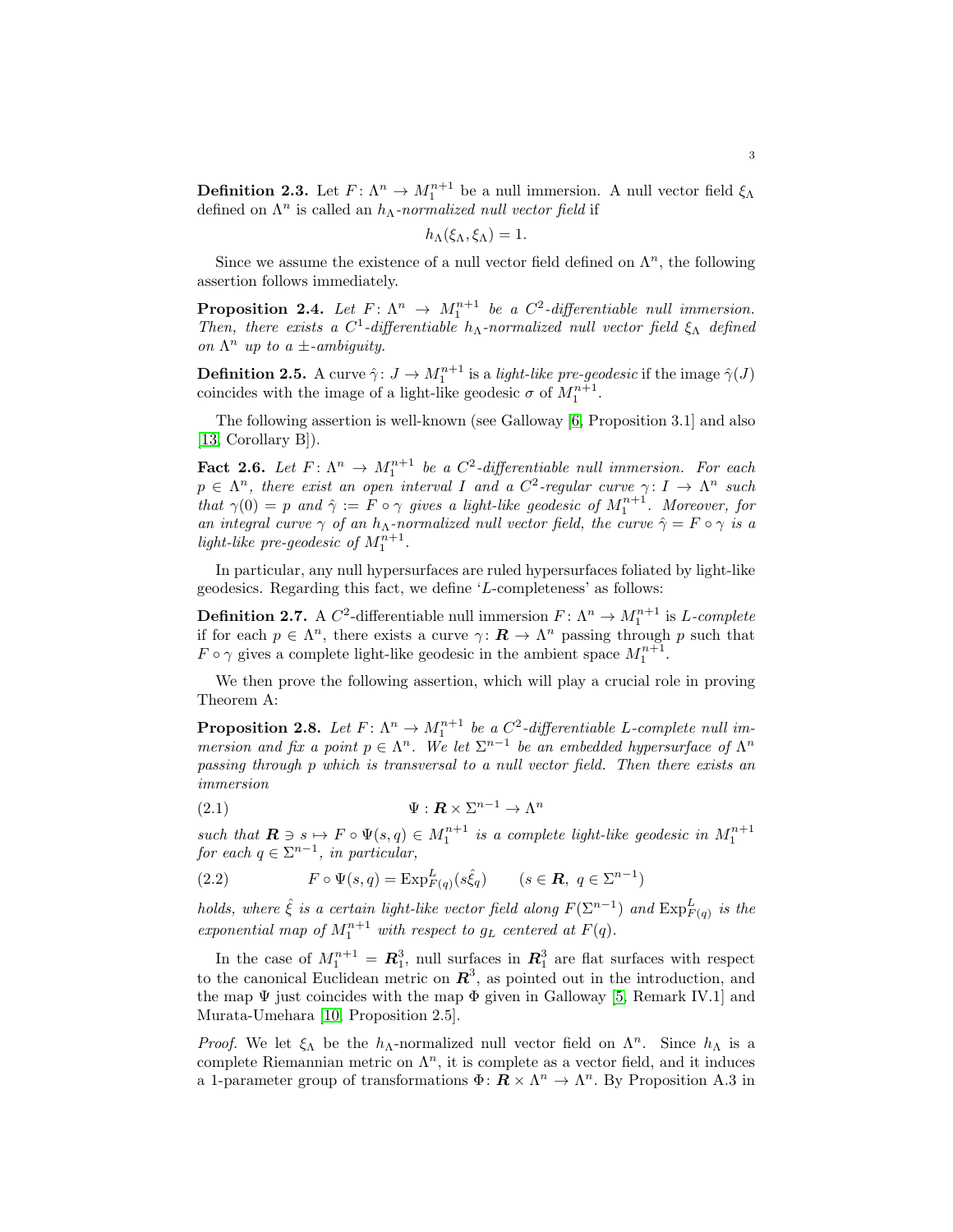**Definition 2.3.** Let $F\colon \Lambda^n \to M_1^{n+1}$ be a null immersion. A null vector field $\xi_\Lambda$ defined on $\Lambda^n$ is called an *$h_\Lambda$-normalized null vector field* if

$$h_\Lambda(\xi_\Lambda, \xi_\Lambda) = 1.$$

Since we assume the existence of a null vector field defined on $\Lambda^n$, the following assertion follows immediately.

**Proposition 2.4.** *Let $F\colon \Lambda^n \to M_1^{n+1}$ be a $C^2$-differentiable null immersion. Then, there exists a $C^1$-differentiable $h_\Lambda$-normalized null vector field $\xi_\Lambda$ defined on $\Lambda^n$ up to a $\pm$-ambiguity.*

**Definition 2.5.** A curve $\hat{\gamma}\colon J \to M_1^{n+1}$ is a *light-like pre-geodesic* if the image $\hat{\gamma}(J)$ coincides with the image of a light-like geodesic $\sigma$ of $M_1^{n+1}$.

The following assertion is well-known (see Galloway [6, Proposition 3.1] and also [13, Corollary B]).

**Fact 2.6.** *Let $F\colon \Lambda^n \to M_1^{n+1}$ be a $C^2$-differentiable null immersion. For each $p \in \Lambda^n$, there exist an open interval $I$ and a $C^2$-regular curve $\gamma\colon I \to \Lambda^n$ such that $\gamma(0) = p$ and $\hat{\gamma} := F \circ \gamma$ gives a light-like geodesic of $M_1^{n+1}$. Moreover, for an integral curve $\gamma$ of an $h_\Lambda$-normalized null vector field, the curve $\hat{\gamma} = F \circ \gamma$ is a light-like pre-geodesic of $M_1^{n+1}$.*

In particular, any null hypersurfaces are ruled hypersurfaces foliated by light-like geodesics. Regarding this fact, we define '$L$-completeness' as follows:

**Definition 2.7.** A $C^2$-differentiable null immersion $F\colon \Lambda^n \to M_1^{n+1}$ is *$L$-complete* if for each $p \in \Lambda^n$, there exists a curve $\gamma\colon \boldsymbol{R} \to \Lambda^n$ passing through $p$ such that $F \circ \gamma$ gives a complete light-like geodesic in the ambient space $M_1^{n+1}$.

We then prove the following assertion, which will play a crucial role in proving Theorem A:

**Proposition 2.8.** *Let $F\colon \Lambda^n \to M_1^{n+1}$ be a $C^2$-differentiable $L$-complete null immersion and fix a point $p \in \Lambda^n$. We let $\Sigma^{n-1}$ be an embedded hypersurface of $\Lambda^n$ passing through $p$ which is transversal to a null vector field. Then there exists an immersion*

$$\Psi : \boldsymbol{R} \times \Sigma^{n-1} \to \Lambda^n \tag{2.1}$$

*such that $\boldsymbol{R} \ni s \mapsto F \circ \Psi(s, q) \in M_1^{n+1}$ is a complete light-like geodesic in $M_1^{n+1}$ for each $q \in \Sigma^{n-1}$, in particular,*

$$F \circ \Psi(s, q) = \mathrm{Exp}^L_{F(q)}(s\hat{\xi}_q) \qquad (s \in \boldsymbol{R},\ q \in \Sigma^{n-1}) \tag{2.2}$$

*holds, where $\hat{\xi}$ is a certain light-like vector field along $F(\Sigma^{n-1})$ and $\mathrm{Exp}^L_{F(q)}$ is the exponential map of $M_1^{n+1}$ with respect to $g_L$ centered at $F(q)$.*

In the case of $M_1^{n+1} = \boldsymbol{R}^3_1$, null surfaces in $\boldsymbol{R}^3_1$ are flat surfaces with respect to the canonical Euclidean metric on $\boldsymbol{R}^3$, as pointed out in the introduction, and the map $\Psi$ just coincides with the map $\Phi$ given in Galloway [5, Remark IV.1] and Murata-Umehara [10, Proposition 2.5].

*Proof.* We let $\xi_\Lambda$ be the $h_\Lambda$-normalized null vector field on $\Lambda^n$. Since $h_\Lambda$ is a complete Riemannian metric on $\Lambda^n$, it is complete as a vector field, and it induces a 1-parameter group of transformations $\Phi\colon \boldsymbol{R} \times \Lambda^n \to \Lambda^n$. By Proposition A.3 in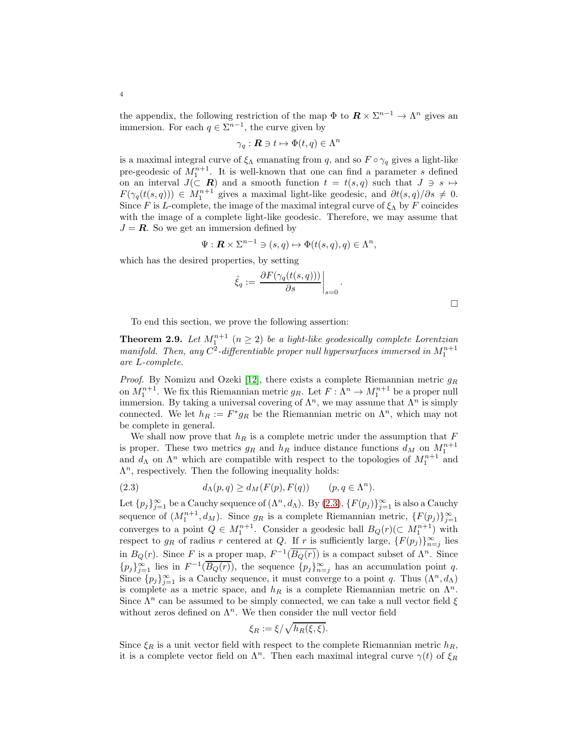the appendix, the following restriction of the map $\Phi$ to $\boldsymbol{R} \times \Sigma^{n-1} \to \Lambda^n$ gives an immersion. For each $q \in \Sigma^{n-1}$, the curve given by

$$\gamma_q : \boldsymbol{R} \ni t \mapsto \Phi(t, q) \in \Lambda^n$$

is a maximal integral curve of $\xi_\Lambda$ emanating from $q$, and so $F \circ \gamma_q$ gives a light-like pre-geodesic of $M_1^{n+1}$. It is well-known that one can find a parameter $s$ defined on an interval $J(\subset \boldsymbol{R})$ and a smooth function $t = t(s, q)$ such that $J \ni s \mapsto F(\gamma_q(t(s, q))) \in M_1^{n+1}$ gives a maximal light-like geodesic, and $\partial t(s, q)/\partial s \neq 0$. Since $F$ is $L$-complete, the image of the maximal integral curve of $\xi_\Lambda$ by $F$ coincides with the image of a complete light-like geodesic. Therefore, we may assume that $J = \boldsymbol{R}$. So we get an immersion defined by

$$\Psi : \boldsymbol{R} \times \Sigma^{n-1} \ni (s, q) \mapsto \Phi(t(s, q), q) \in \Lambda^n,$$

which has the desired properties, by setting

$$\hat{\xi}_q := \left. \frac{\partial F(\gamma_q(t(s, q)))}{\partial s} \right|_{s=0}.$$

□

To end this section, we prove the following assertion:

**Theorem 2.9.** *Let $M_1^{n+1}$ $(n \geq 2)$ be a light-like geodesically complete Lorentzian manifold. Then, any $C^2$-differentiable proper null hypersurfaces immersed in $M_1^{n+1}$ are L-complete.*

*Proof.* By Nomizu and Ozeki [12], there exists a complete Riemannian metric $g_R$ on $M_1^{n+1}$. We fix this Riemannian metric $g_R$. Let $F : \Lambda^n \to M_1^{n+1}$ be a proper null immersion. By taking a universal covering of $\Lambda^n$, we may assume that $\Lambda^n$ is simply connected. We let $h_R := F^* g_R$ be the Riemannian metric on $\Lambda^n$, which may not be complete in general.

We shall now prove that $h_R$ is a complete metric under the assumption that $F$ is proper. These two metrics $g_R$ and $h_R$ induce distance functions $d_M$ on $M_1^{n+1}$ and $d_\Lambda$ on $\Lambda^n$ which are compatible with respect to the topologies of $M_1^{n+1}$ and $\Lambda^n$, respectively. Then the following inequality holds:

$$d_\Lambda(p, q) \geq d_M(F(p), F(q)) \qquad (p, q \in \Lambda^n). \tag{2.3}$$

Let $\{p_j\}_{j=1}^\infty$ be a Cauchy sequence of $(\Lambda^n, d_\Lambda)$. By (2.3), $\{F(p_j)\}_{j=1}^\infty$ is also a Cauchy sequence of $(M_1^{n+1}, d_M)$. Since $g_R$ is a complete Riemannian metric, $\{F(p_j)\}_{j=1}^\infty$ converges to a point $Q \in M_1^{n+1}$. Consider a geodesic ball $B_Q(r)(\subset M_1^{n+1})$ with respect to $g_R$ of radius $r$ centered at $Q$. If $r$ is sufficiently large, $\{F(p_j)\}_{n=j}^\infty$ lies in $B_Q(r)$. Since $F$ is a proper map, $F^{-1}(\overline{B_Q(r)})$ is a compact subset of $\Lambda^n$. Since $\{p_j\}_{j=1}^\infty$ lies in $F^{-1}(\overline{B_Q(r)})$, the sequence $\{p_j\}_{n=j}^\infty$ has an accumulation point $q$. Since $\{p_j\}_{j=1}^\infty$ is a Cauchy sequence, it must converge to a point $q$. Thus $(\Lambda^n, d_\Lambda)$ is complete as a metric space, and $h_R$ is a complete Riemannian metric on $\Lambda^n$. Since $\Lambda^n$ can be assumed to be simply connected, we can take a null vector field $\xi$ without zeros defined on $\Lambda^n$. We then consider the null vector field

$$\xi_R := \xi / \sqrt{h_R(\xi, \xi)}.$$

Since $\xi_R$ is a unit vector field with respect to the complete Riemannian metric $h_R$, it is a complete vector field on $\Lambda^n$. Then each maximal integral curve $\gamma(t)$ of $\xi_R$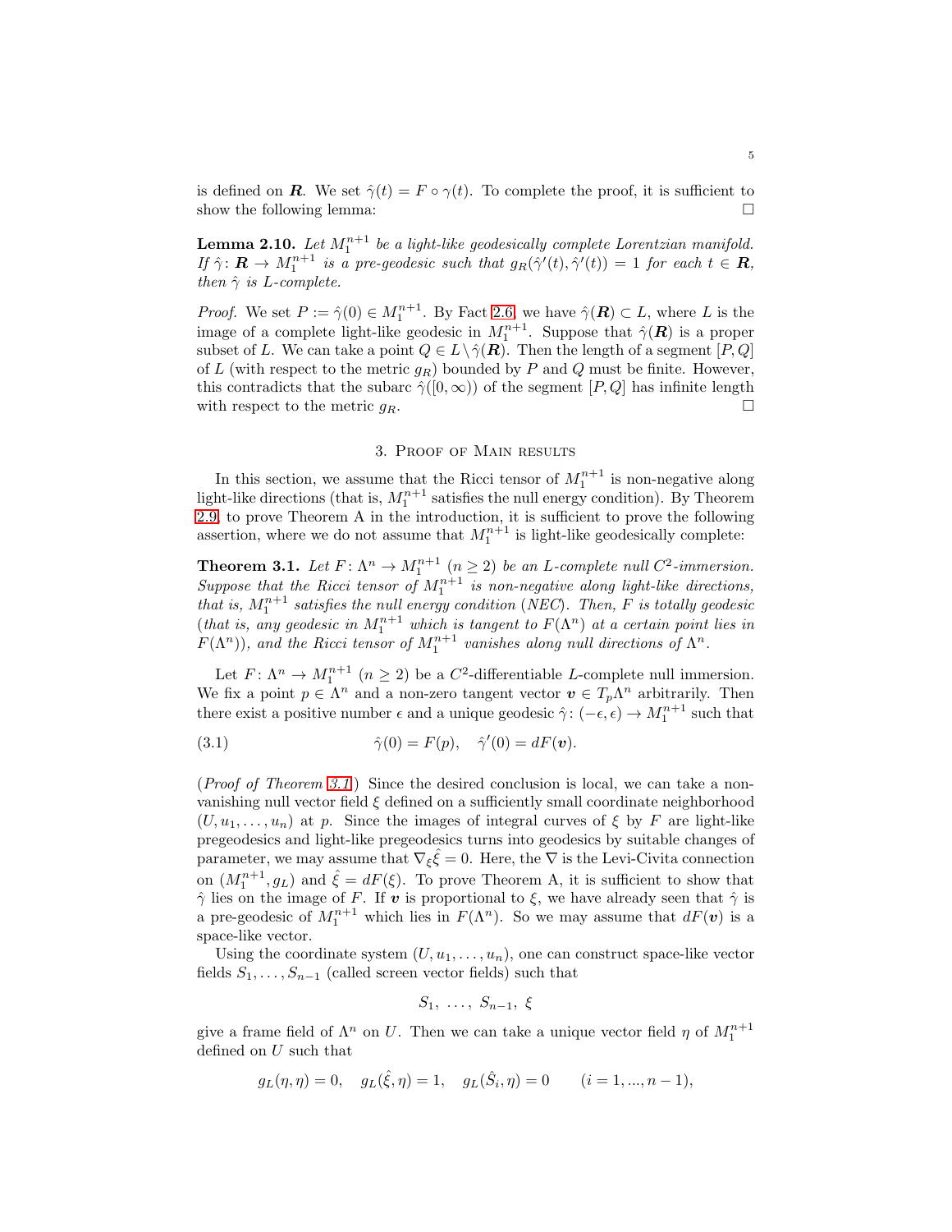is defined on $\boldsymbol{R}$. We set $\hat{\gamma}(t) = F \circ \gamma(t)$. To complete the proof, it is sufficient to show the following lemma: $\square$

**Lemma 2.10.** *Let $M_1^{n+1}$ be a light-like geodesically complete Lorentzian manifold. If $\hat{\gamma}\colon \boldsymbol{R} \to M_1^{n+1}$ is a pre-geodesic such that $g_R(\hat{\gamma}'(t), \hat{\gamma}'(t)) = 1$ for each $t \in \boldsymbol{R}$, then $\hat{\gamma}$ is L-complete.*

*Proof.* We set $P := \hat{\gamma}(0) \in M_1^{n+1}$. By Fact 2.6, we have $\hat{\gamma}(\boldsymbol{R}) \subset L$, where $L$ is the image of a complete light-like geodesic in $M_1^{n+1}$. Suppose that $\hat{\gamma}(\boldsymbol{R})$ is a proper subset of $L$. We can take a point $Q \in L \setminus \hat{\gamma}(\boldsymbol{R})$. Then the length of a segment $[P, Q]$ of $L$ (with respect to the metric $g_R$) bounded by $P$ and $Q$ must be finite. However, this contradicts that the subarc $\hat{\gamma}([0, \infty))$ of the segment $[P, Q]$ has infinite length with respect to the metric $g_R$. $\square$

## 3. Proof of Main results

In this section, we assume that the Ricci tensor of $M_1^{n+1}$ is non-negative along light-like directions (that is, $M_1^{n+1}$ satisfies the null energy condition). By Theorem 2.9, to prove Theorem A in the introduction, it is sufficient to prove the following assertion, where we do not assume that $M_1^{n+1}$ is light-like geodesically complete:

**Theorem 3.1.** *Let $F\colon \Lambda^n \to M_1^{n+1}$ $(n \geq 2)$ be an L-complete null $C^2$-immersion. Suppose that the Ricci tensor of $M_1^{n+1}$ is non-negative along light-like directions, that is, $M_1^{n+1}$ satisfies the null energy condition (NEC). Then, $F$ is totally geodesic (that is, any geodesic in $M_1^{n+1}$ which is tangent to $F(\Lambda^n)$ at a certain point lies in $F(\Lambda^n)$), and the Ricci tensor of $M_1^{n+1}$ vanishes along null directions of $\Lambda^n$.*

Let $F\colon \Lambda^n \to M_1^{n+1}$ $(n \geq 2)$ be a $C^2$-differentiable $L$-complete null immersion. We fix a point $p \in \Lambda^n$ and a non-zero tangent vector $\boldsymbol{v} \in T_p\Lambda^n$ arbitrarily. Then there exist a positive number $\epsilon$ and a unique geodesic $\hat{\gamma}\colon (-\epsilon, \epsilon) \to M_1^{n+1}$ such that

$$\hat{\gamma}(0) = F(p), \quad \hat{\gamma}'(0) = dF(\boldsymbol{v}). \tag{3.1}$$

(*Proof of Theorem 3.1*) Since the desired conclusion is local, we can take a non-vanishing null vector field $\xi$ defined on a sufficiently small coordinate neighborhood $(U, u_1, \ldots, u_n)$ at $p$. Since the images of integral curves of $\xi$ by $F$ are light-like pregeodesics and light-like pregeodesics turns into geodesics by suitable changes of parameter, we may assume that $\nabla_\xi \hat{\xi} = 0$. Here, the $\nabla$ is the Levi-Civita connection on $(M_1^{n+1}, g_L)$ and $\hat{\xi} = dF(\xi)$. To prove Theorem A, it is sufficient to show that $\hat{\gamma}$ lies on the image of $F$. If $\boldsymbol{v}$ is proportional to $\xi$, we have already seen that $\hat{\gamma}$ is a pre-geodesic of $M_1^{n+1}$ which lies in $F(\Lambda^n)$. So we may assume that $dF(\boldsymbol{v})$ is a space-like vector.

Using the coordinate system $(U, u_1, \ldots, u_n)$, one can construct space-like vector fields $S_1, \ldots, S_{n-1}$ (called screen vector fields) such that

$$S_1, \; \ldots, \; S_{n-1}, \; \xi$$

give a frame field of $\Lambda^n$ on $U$. Then we can take a unique vector field $\eta$ of $M_1^{n+1}$ defined on $U$ such that

$$g_L(\eta, \eta) = 0, \quad g_L(\hat{\xi}, \eta) = 1, \quad g_L(\hat{S}_i, \eta) = 0 \qquad (i = 1, ..., n-1),$$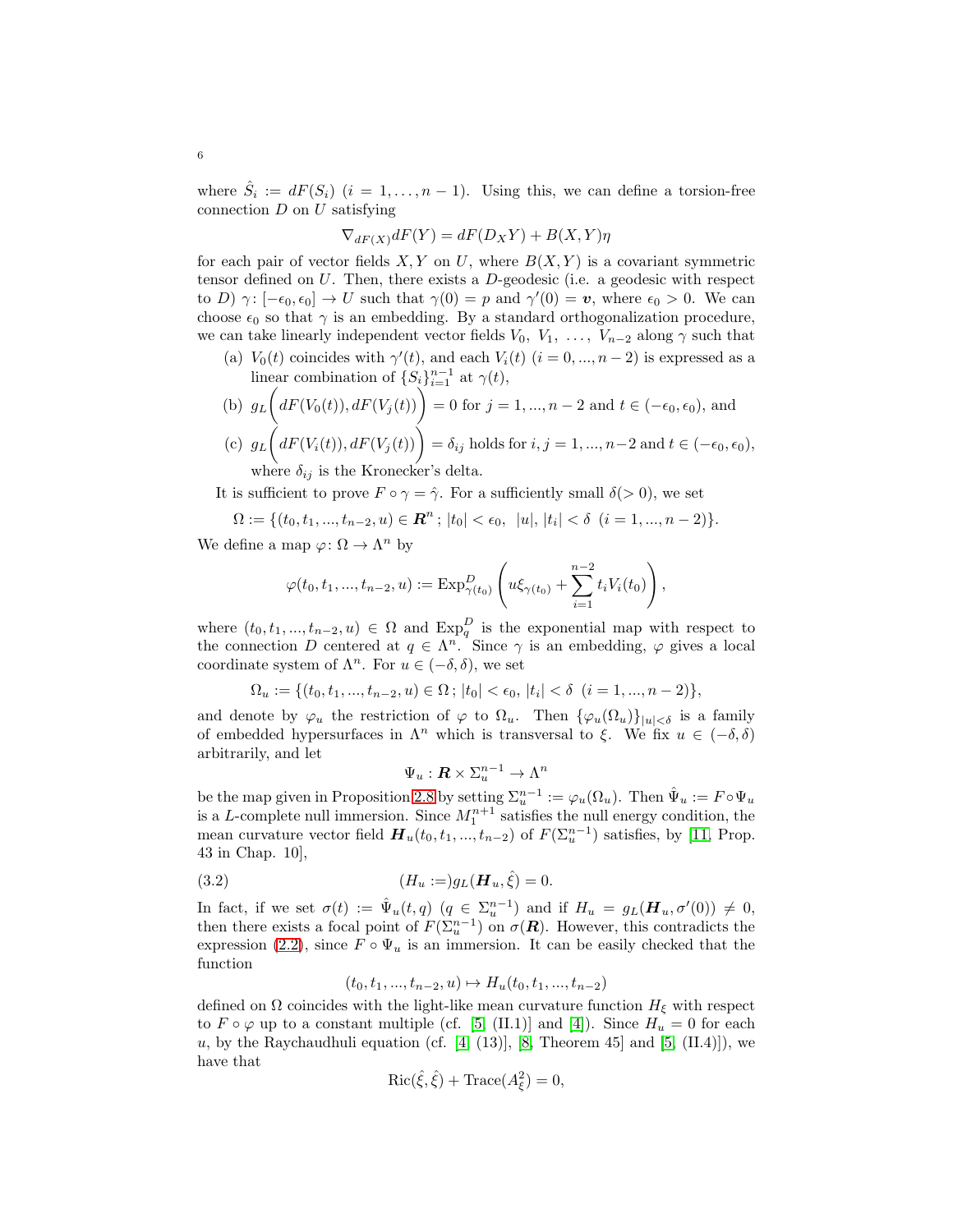where $\hat{S}_i := dF(S_i)$ $(i = 1, \ldots, n-1)$. Using this, we can define a torsion-free connection $D$ on $U$ satisfying

$$\nabla_{dF(X)} dF(Y) = dF(D_X Y) + B(X,Y)\eta$$

for each pair of vector fields $X, Y$ on $U$, where $B(X,Y)$ is a covariant symmetric tensor defined on $U$. Then, there exists a $D$-geodesic (i.e. a geodesic with respect to $D$) $\gamma \colon [-\epsilon_0, \epsilon_0] \to U$ such that $\gamma(0) = p$ and $\gamma'(0) = \boldsymbol{v}$, where $\epsilon_0 > 0$. We can choose $\epsilon_0$ so that $\gamma$ is an embedding. By a standard orthogonalization procedure, we can take linearly independent vector fields $V_0, V_1, \ldots, V_{n-2}$ along $\gamma$ such that

(a) $V_0(t)$ coincides with $\gamma'(t)$, and each $V_i(t)$ $(i = 0, ..., n-2)$ is expressed as a linear combination of $\{S_i\}_{i=1}^{n-1}$ at $\gamma(t)$,

(b) $g_L\bigg(dF(V_0(t)), dF(V_j(t))\bigg) = 0$ for $j = 1, ..., n-2$ and $t \in (-\epsilon_0, \epsilon_0)$, and

(c) $g_L\bigg(dF(V_i(t)), dF(V_j(t))\bigg) = \delta_{ij}$ holds for $i, j = 1, ..., n-2$ and $t \in (-\epsilon_0, \epsilon_0)$, where $\delta_{ij}$ is the Kronecker's delta.

It is sufficient to prove $F \circ \gamma = \hat{\gamma}$. For a sufficiently small $\delta (> 0)$, we set

$$\Omega := \{(t_0, t_1, ..., t_{n-2}, u) \in \boldsymbol{R}^n \,;\, |t_0| < \epsilon_0,\ |u|, |t_i| < \delta\ \ (i = 1, ..., n-2)\}.$$

We define a map $\varphi \colon \Omega \to \Lambda^n$ by

$$\varphi(t_0, t_1, ..., t_{n-2}, u) := \mathrm{Exp}^D_{\gamma(t_0)}\left(u\xi_{\gamma(t_0)} + \sum_{i=1}^{n-2} t_i V_i(t_0)\right),$$

where $(t_0, t_1, ..., t_{n-2}, u) \in \Omega$ and $\mathrm{Exp}^D_q$ is the exponential map with respect to the connection $D$ centered at $q \in \Lambda^n$. Since $\gamma$ is an embedding, $\varphi$ gives a local coordinate system of $\Lambda^n$. For $u \in (-\delta, \delta)$, we set

$$\Omega_u := \{(t_0, t_1, ..., t_{n-2}, u) \in \Omega \,;\, |t_0| < \epsilon_0,\ |t_i| < \delta\ \ (i = 1, ..., n-2)\},$$

and denote by $\varphi_u$ the restriction of $\varphi$ to $\Omega_u$. Then $\{\varphi_u(\Omega_u)\}_{|u|<\delta}$ is a family of embedded hypersurfaces in $\Lambda^n$ which is transversal to $\xi$. We fix $u \in (-\delta, \delta)$ arbitrarily, and let

$$\Psi_u : \boldsymbol{R} \times \Sigma^{n-1}_u \to \Lambda^n$$

be the map given in Proposition 2.8 by setting $\Sigma^{n-1}_u := \varphi_u(\Omega_u)$. Then $\hat{\Psi}_u := F \circ \Psi_u$ is a $L$-complete null immersion. Since $M^{n+1}_1$ satisfies the null energy condition, the mean curvature vector field $\boldsymbol{H}_u(t_0, t_1, ..., t_{n-2})$ of $F(\Sigma^{n-1}_u)$ satisfies, by [11, Prop. 43 in Chap. 10],

$$(H_u :=) g_L(\boldsymbol{H}_u, \hat{\xi}) = 0. \tag{3.2}$$

In fact, if we set $\sigma(t) := \hat{\Psi}_u(t, q)$ $(q \in \Sigma^{n-1}_u)$ and if $H_u = g_L(\boldsymbol{H}_u, \sigma'(0)) \neq 0$, then there exists a focal point of $F(\Sigma^{n-1}_u)$ on $\sigma(\boldsymbol{R})$. However, this contradicts the expression (2.2), since $F \circ \Psi_u$ is an immersion. It can be easily checked that the function

$$(t_0, t_1, ..., t_{n-2}, u) \mapsto H_u(t_0, t_1, ..., t_{n-2})$$

defined on $\Omega$ coincides with the light-like mean curvature function $H_\xi$ with respect to $F \circ \varphi$ up to a constant multiple (cf. [5, (II.1)] and [4]). Since $H_u = 0$ for each $u$, by the Raychaudhuli equation (cf. [4, (13)], [8, Theorem 45] and [5, (II.4)]), we have that

$$\mathrm{Ric}(\hat{\xi}, \hat{\xi}) + \mathrm{Trace}(A^2_\xi) = 0,$$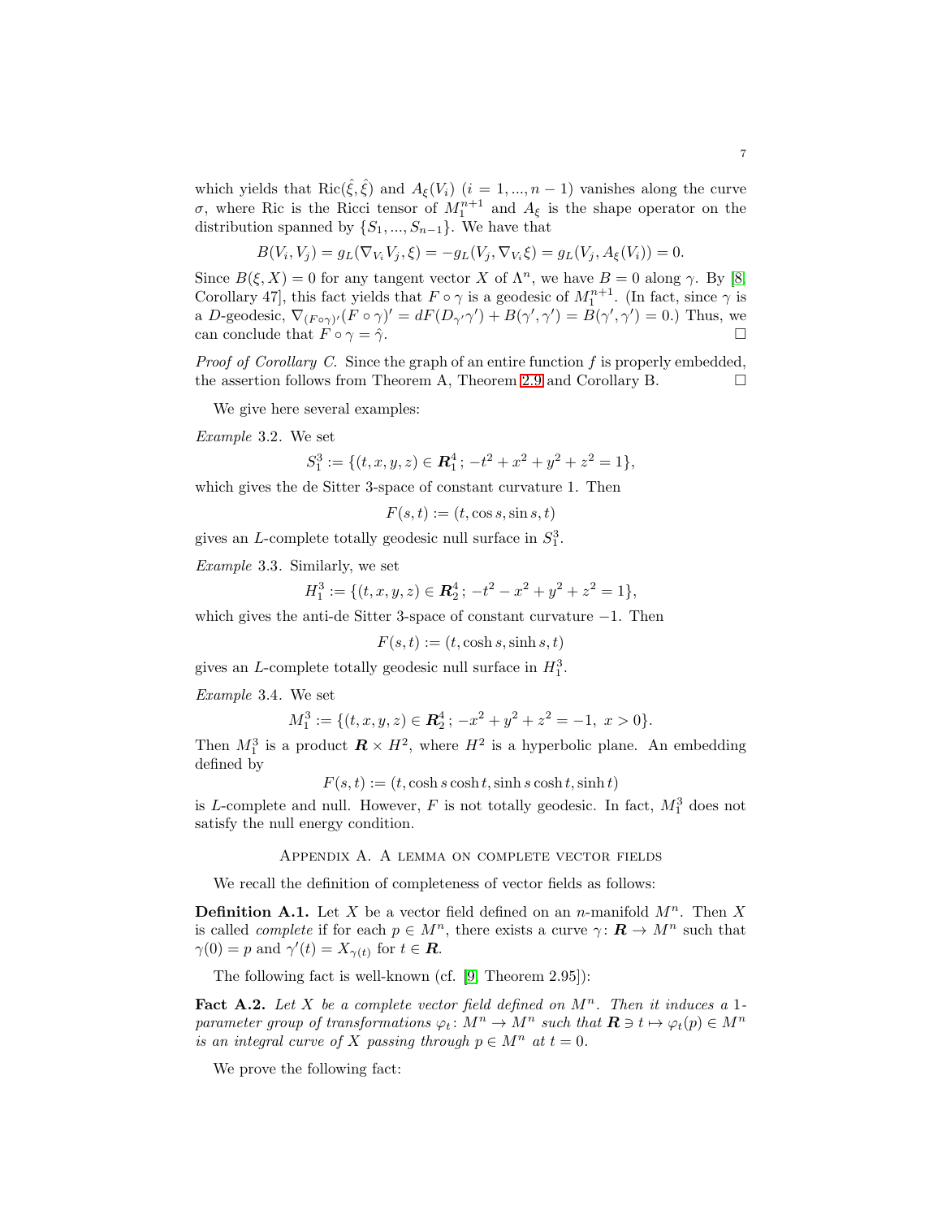which yields that $\mathrm{Ric}(\hat{\xi}, \hat{\xi})$ and $A_\xi(V_i)$ $(i = 1, ..., n-1)$ vanishes along the curve $\sigma$, where Ric is the Ricci tensor of $M_1^{n+1}$ and $A_\xi$ is the shape operator on the distribution spanned by $\{S_1, ..., S_{n-1}\}$. We have that

$$B(V_i, V_j) = g_L(\nabla_{V_i} V_j, \xi) = -g_L(V_j, \nabla_{V_i} \xi) = g_L(V_j, A_\xi(V_i)) = 0.$$

Since $B(\xi, X) = 0$ for any tangent vector $X$ of $\Lambda^n$, we have $B = 0$ along $\gamma$. By [8, Corollary 47], this fact yields that $F \circ \gamma$ is a geodesic of $M_1^{n+1}$. (In fact, since $\gamma$ is a $D$-geodesic, $\nabla_{(F\circ\gamma)'}(F \circ \gamma)' = dF(D_{\gamma'}\gamma') + B(\gamma', \gamma') = B(\gamma', \gamma') = 0$.) Thus, we can conclude that $F \circ \gamma = \hat{\gamma}$. □

*Proof of Corollary C.* Since the graph of an entire function $f$ is properly embedded, the assertion follows from Theorem A, Theorem 2.9 and Corollary B. □

We give here several examples:

*Example* 3.2. We set

$$S_1^3 := \{(t, x, y, z) \in \boldsymbol{R}_1^4\,;\, -t^2 + x^2 + y^2 + z^2 = 1\},$$

which gives the de Sitter 3-space of constant curvature 1. Then

$$F(s, t) := (t, \cos s, \sin s, t)$$

gives an $L$-complete totally geodesic null surface in $S_1^3$.

*Example* 3.3. Similarly, we set

$$H_1^3 := \{(t, x, y, z) \in \boldsymbol{R}_2^4\,;\, -t^2 - x^2 + y^2 + z^2 = 1\},$$

which gives the anti-de Sitter 3-space of constant curvature $-1$. Then

$$F(s, t) := (t, \cosh s, \sinh s, t)$$

gives an $L$-complete totally geodesic null surface in $H_1^3$.

*Example* 3.4. We set

$$M_1^3 := \{(t, x, y, z) \in \boldsymbol{R}_2^4\,;\, -x^2 + y^2 + z^2 = -1,\ x > 0\}.$$

Then $M_1^3$ is a product $\boldsymbol{R} \times H^2$, where $H^2$ is a hyperbolic plane. An embedding defined by

$$F(s, t) := (t, \cosh s \cosh t, \sinh s \cosh t, \sinh t)$$

is $L$-complete and null. However, $F$ is not totally geodesic. In fact, $M_1^3$ does not satisfy the null energy condition.

## Appendix A. A lemma on complete vector fields

We recall the definition of completeness of vector fields as follows:

**Definition A.1.** Let $X$ be a vector field defined on an $n$-manifold $M^n$. Then $X$ is called *complete* if for each $p \in M^n$, there exists a curve $\gamma\colon \boldsymbol{R} \to M^n$ such that $\gamma(0) = p$ and $\gamma'(t) = X_{\gamma(t)}$ for $t \in \boldsymbol{R}$.

The following fact is well-known (cf. [9, Theorem 2.95]):

**Fact A.2.** *Let $X$ be a complete vector field defined on $M^n$. Then it induces a 1-parameter group of transformations $\varphi_t\colon M^n \to M^n$ such that $\boldsymbol{R} \ni t \mapsto \varphi_t(p) \in M^n$ is an integral curve of $X$ passing through $p \in M^n$ at $t = 0$.*

We prove the following fact: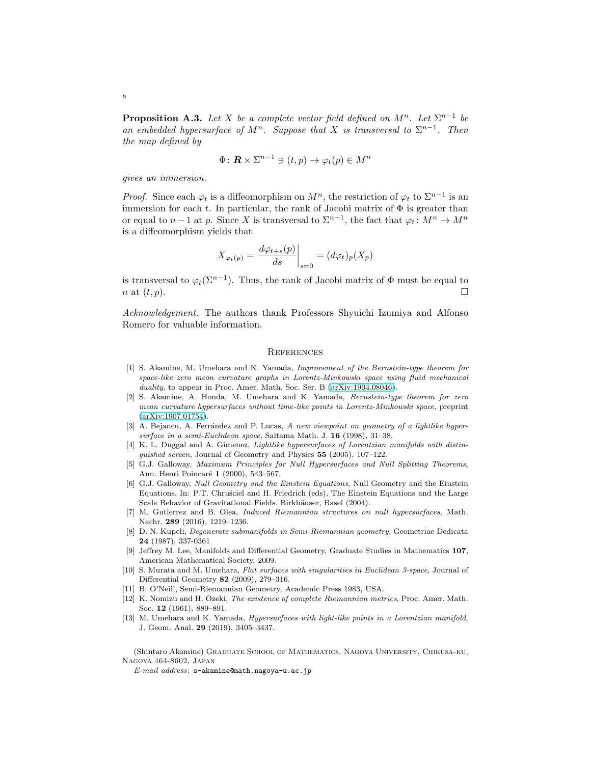**Proposition A.3.** *Let $X$ be a complete vector field defined on $M^n$. Let $\Sigma^{n-1}$ be an embedded hypersurface of $M^n$. Suppose that $X$ is transversal to $\Sigma^{n-1}$. Then the map defined by*

$$\Phi\colon \boldsymbol{R} \times \Sigma^{n-1} \ni (t,p) \to \varphi_t(p) \in M^n$$

*gives an immersion.*

*Proof.* Since each $\varphi_t$ is a diffeomorphism on $M^n$, the restriction of $\varphi_t$ to $\Sigma^{n-1}$ is an immersion for each $t$. In particular, the rank of Jacobi matrix of $\Phi$ is greater than or equal to $n-1$ at $p$. Since $X$ is transversal to $\Sigma^{n-1}$, the fact that $\varphi_t\colon M^n \to M^n$ is a diffeomorphism yields that

$$X_{\varphi_t(p)} = \left.\frac{d\varphi_{t+s}(p)}{ds}\right|_{s=0} = (d\varphi_t)_p(X_p)$$

is transversal to $\varphi_t(\Sigma^{n-1})$. Thus, the rank of Jacobi matrix of $\Phi$ must be equal to $n$ at $(t,p)$. □

*Acknowledgement.* The authors thank Professors Shyuichi Izumiya and Alfonso Romero for valuable information.

## References

[1] S. Akamine, M. Umehara and K. Yamada, *Improvement of the Bernstein-type theorem for space-like zero mean curvature graphs in Lorentz-Minkowski space using fluid mechanical duality*, to appear in Proc. Amer. Math. Soc. Ser. B (arXiv:1904.08046).

[2] S. Akamine, A. Honda, M. Umehara and K. Yamada, *Bernstein-type theorem for zero mean curvature hypersurfaces without time-like points in Lorentz-Minkowski space*, preprint (arXiv:1907.01754).

[3] A. Bejancu, A. Ferrández and P. Lucas, *A new viewpoint on geometry of a lightlike hypersurface in a semi-Euclidean space*, Saitama Math. J. **16** (1998), 31–38.

[4] K. L. Duggal and A. Gimenez, *Lightlike hypersurfaces of Lorentzian manifolds with distinguished screen*, Journal of Geometry and Physics **55** (2005), 107–122.

[5] G.J. Galloway, *Maximum Principles for Null Hypersurfaces and Null Splitting Theorems*, Ann. Henri Poincaré **1** (2000), 543–567.

[6] G.J. Galloway, *Null Geometry and the Einstein Equations*, Null Geometry and the Einstein Equations. In: P.T. Chruściel and H. Friedrich (eds), The Einstein Equations and the Large Scale Behavior of Gravitational Fields. Birkhäuser, Basel (2004).

[7] M. Gutierrez and B. Olea, *Induced Riemannian structures on null hypersurfaces*, Math. Nachr. **289** (2016), 1219–1236.

[8] D. N. Kupeli, *Degenerate submanifolds in Semi-Riemannian geometry*, Geometriae Dedicata **24** (1987), 337-0361

[9] Jeffrey M. Lee, Manifolds and Differential Geometry, Graduate Studies in Mathematics **107**, American Mathematical Society, 2009.

[10] S. Murata and M. Umehara, *Flat surfaces with singularities in Euclidean 3-space*, Journal of Differential Geometry **82** (2009), 279–316.

[11] B. O'Neill, Semi-Riemannian Geometry, Academic Press 1983, USA.

[12] K. Nomizu and H. Ozeki, *The existence of complete Riemannian metrics*, Proc. Amer. Math. Soc. **12** (1961), 889–891.

[13] M. Umehara and K. Yamada, *Hypersurfaces with light-like points in a Lorentzian manifold*, J. Geom. Anal. **29** (2019), 3405–3437.

(Shintaro Akamine) Graduate School of Mathematics, Nagoya University, Chikusa-ku, Nagoya 464-8602, Japan

*E-mail address*: s-akamine@math.nagoya-u.ac.jp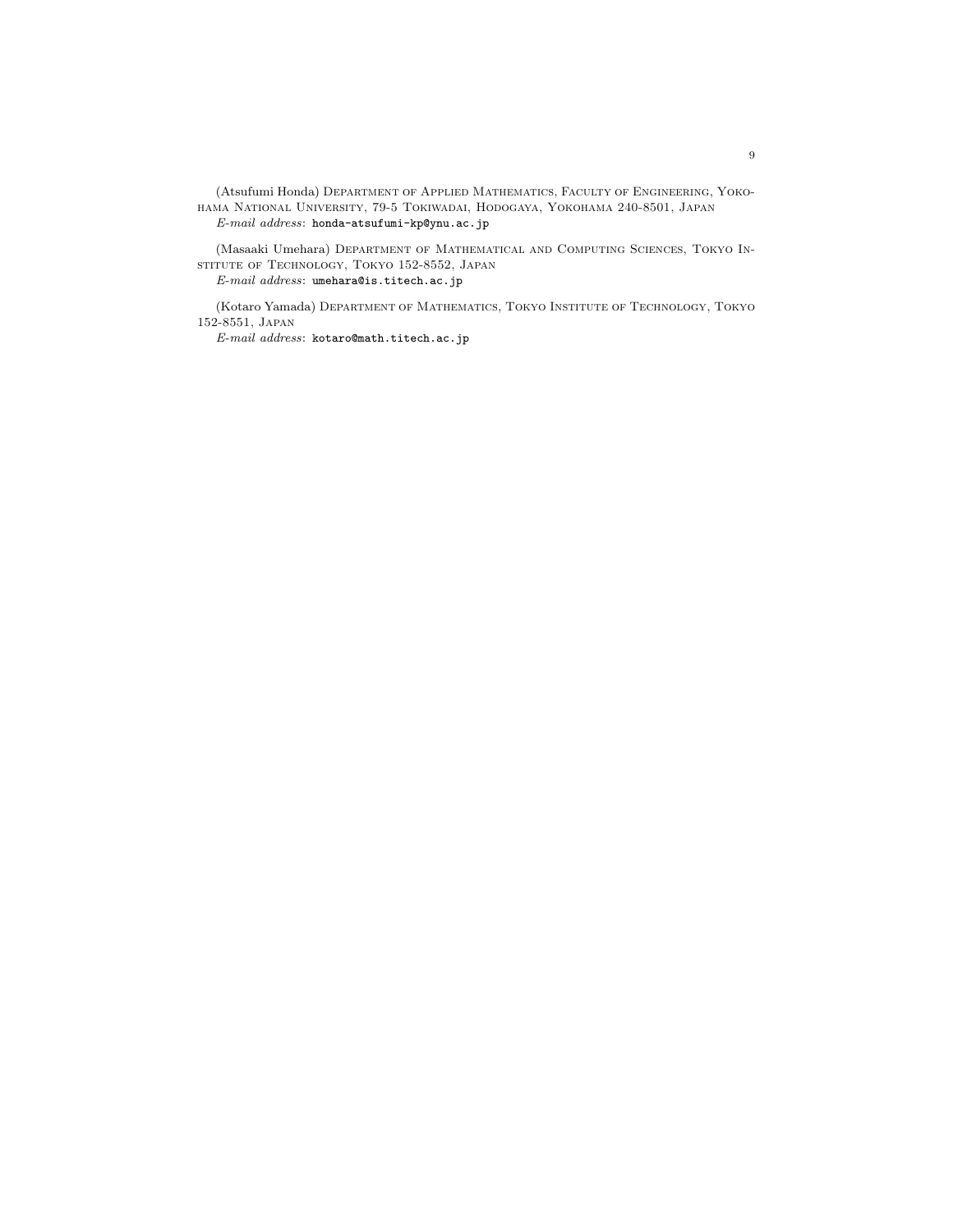(Atsufumi Honda) Department of Applied Mathematics, Faculty of Engineering, Yokohama National University, 79-5 Tokiwadai, Hodogaya, Yokohama 240-8501, Japan

*E-mail address*: `honda-atsufumi-kp@ynu.ac.jp`

(Masaaki Umehara) Department of Mathematical and Computing Sciences, Tokyo Institute of Technology, Tokyo 152-8552, Japan

*E-mail address*: `umehara@is.titech.ac.jp`

(Kotaro Yamada) Department of Mathematics, Tokyo Institute of Technology, Tokyo 152-8551, Japan

*E-mail address*: `kotaro@math.titech.ac.jp`